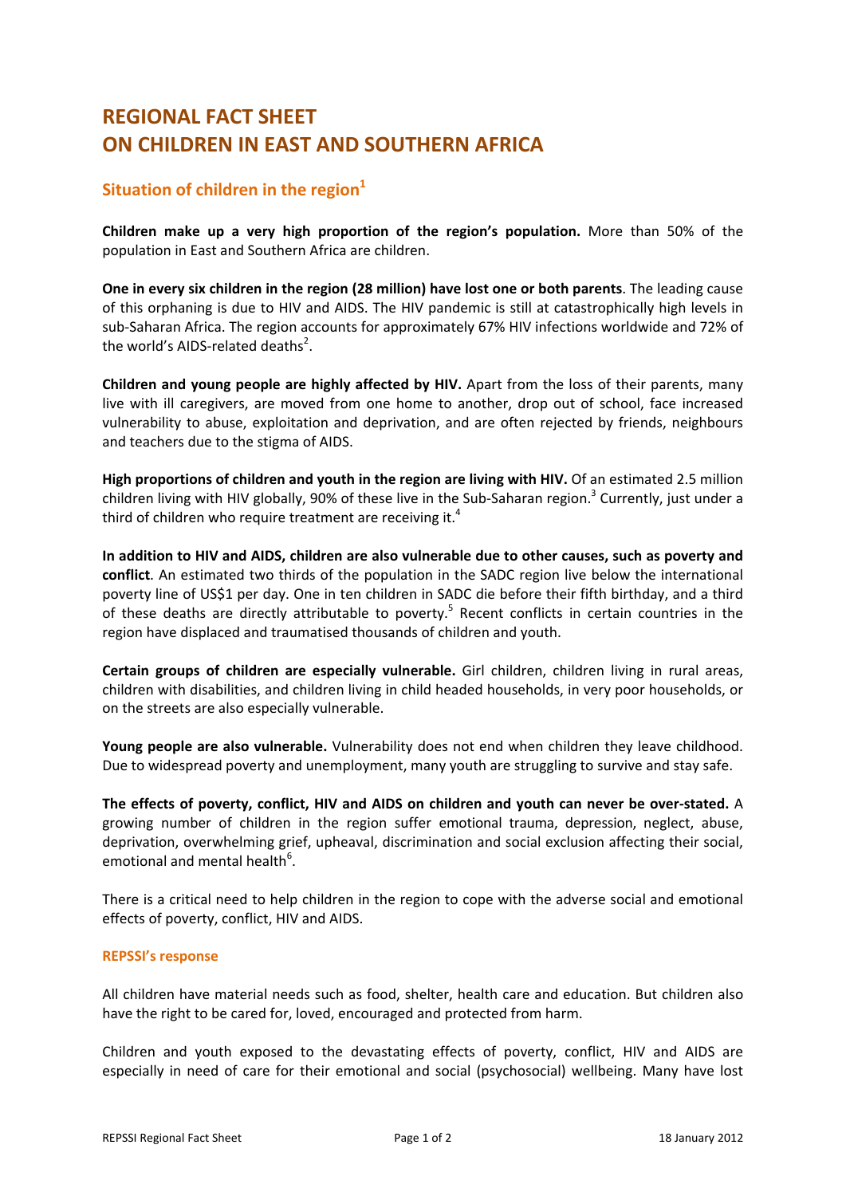# REGIONAL FACT SHEET ON CHILDREN IN EAST AND SOUTHERN AFRICA

## Situation of children in the region[1]

**Children make up a very high proportion of the region's population.** More than 50% of the population in East and Southern Africa are children.

**One in every six children in the region (28 million) have lost one or both parents**. The leading cause of this orphaning is due to HIV and AIDS. The HIV pandemic is still at catastrophically high levels in sub-Saharan Africa. The region accounts for approximately 67% HIV infections worldwide and 72% of the world's AIDS-related deaths[2].

**Children and young people are highly affected by HIV.** Apart from the loss of their parents, many live with ill caregivers, are moved from one home to another, drop out of school, face increased vulnerability to abuse, exploitation and deprivation, and are often rejected by friends, neighbours and teachers due to the stigma of AIDS.

**High proportions of children and youth in the region are living with HIV.** Of an estimated 2.5 million children living with HIV globally, 90% of these live in the Sub-Saharan region.[3] Currently, just under a third of children who require treatment are receiving it.[4]

**In addition to HIV and AIDS, children are also vulnerable due to other causes, such as poverty and conflict**. An estimated two thirds of the population in the SADC region live below the international poverty line of US$1 per day. One in ten children in SADC die before their fifth birthday, and a third of these deaths are directly attributable to poverty.[5] Recent conflicts in certain countries in the region have displaced and traumatised thousands of children and youth.

**Certain groups of children are especially vulnerable.** Girl children, children living in rural areas, children with disabilities, and children living in child headed households, in very poor households, or on the streets are also especially vulnerable.

**Young people are also vulnerable.** Vulnerability does not end when children they leave childhood. Due to widespread poverty and unemployment, many youth are struggling to survive and stay safe.

**The effects of poverty, conflict, HIV and AIDS on children and youth can never be over-stated.** A growing number of children in the region suffer emotional trauma, depression, neglect, abuse, deprivation, overwhelming grief, upheaval, discrimination and social exclusion affecting their social, emotional and mental health[6].

There is a critical need to help children in the region to cope with the adverse social and emotional effects of poverty, conflict, HIV and AIDS.

### REPSSI's response

All children have material needs such as food, shelter, health care and education. But children also have the right to be cared for, loved, encouraged and protected from harm.

Children and youth exposed to the devastating effects of poverty, conflict, HIV and AIDS are especially in need of care for their emotional and social (psychosocial) wellbeing. Many have lost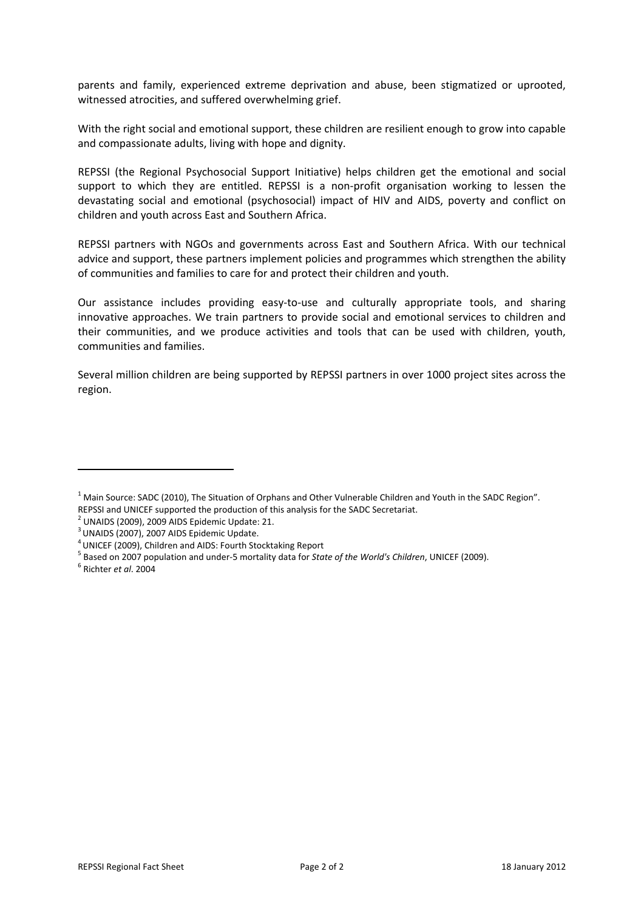parents and family, experienced extreme deprivation and abuse, been stigmatized or uprooted, witnessed atrocities, and suffered overwhelming grief.

With the right social and emotional support, these children are resilient enough to grow into capable and compassionate adults, living with hope and dignity.

REPSSI (the Regional Psychosocial Support Initiative) helps children get the emotional and social support to which they are entitled. REPSSI is a non-profit organisation working to lessen the devastating social and emotional (psychosocial) impact of HIV and AIDS, poverty and conflict on children and youth across East and Southern Africa.

REPSSI partners with NGOs and governments across East and Southern Africa. With our technical advice and support, these partners implement policies and programmes which strengthen the ability of communities and families to care for and protect their children and youth.

Our assistance includes providing easy-to-use and culturally appropriate tools, and sharing innovative approaches. We train partners to provide social and emotional services to children and their communities, and we produce activities and tools that can be used with children, youth, communities and families.

Several million children are being supported by REPSSI partners in over 1000 project sites across the region.

---

[1] Main Source: SADC (2010), The Situation of Orphans and Other Vulnerable Children and Youth in the SADC Region". REPSSI and UNICEF supported the production of this analysis for the SADC Secretariat.

[2] UNAIDS (2009), 2009 AIDS Epidemic Update: 21.

[3] UNAIDS (2007), 2007 AIDS Epidemic Update.

[4] UNICEF (2009), Children and AIDS: Fourth Stocktaking Report

[5] Based on 2007 population and under-5 mortality data for *State of the World's Children*, UNICEF (2009).

[6] Richter *et al*. 2004